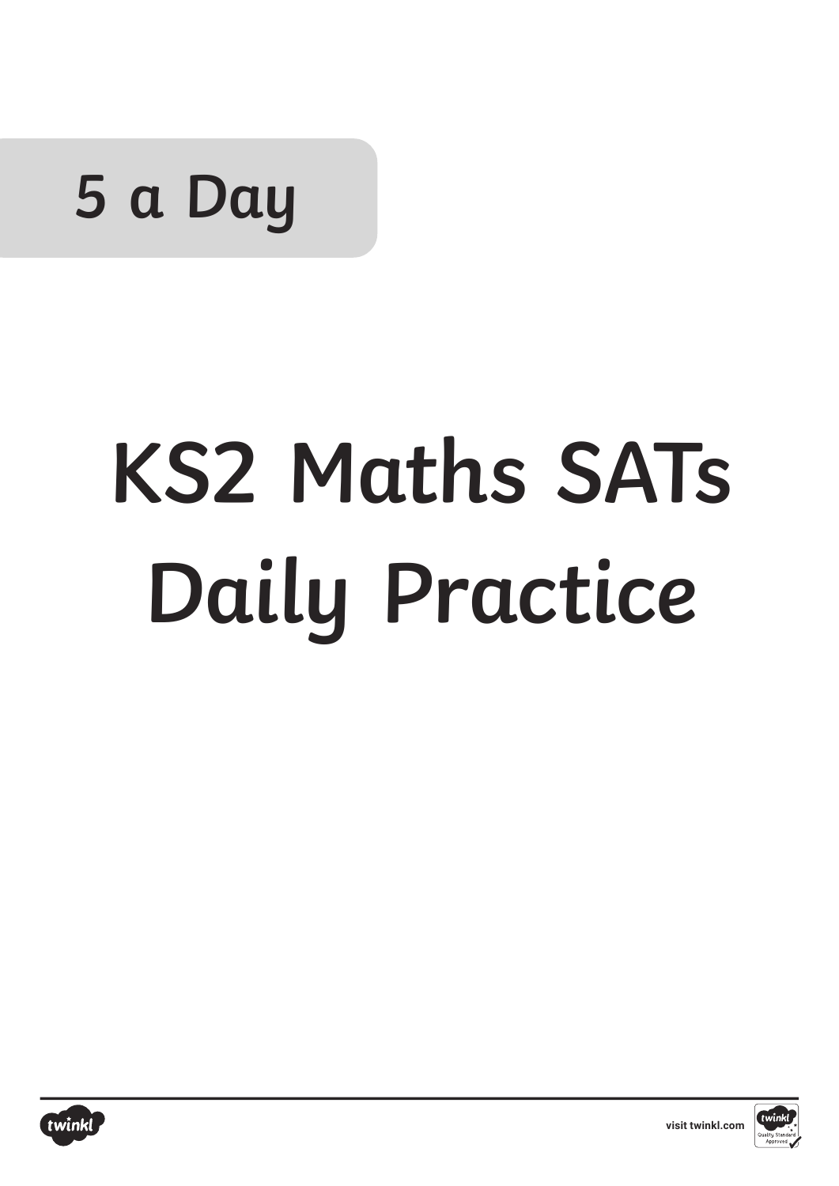5 a Day

# KS2 Maths SATs Daily Practice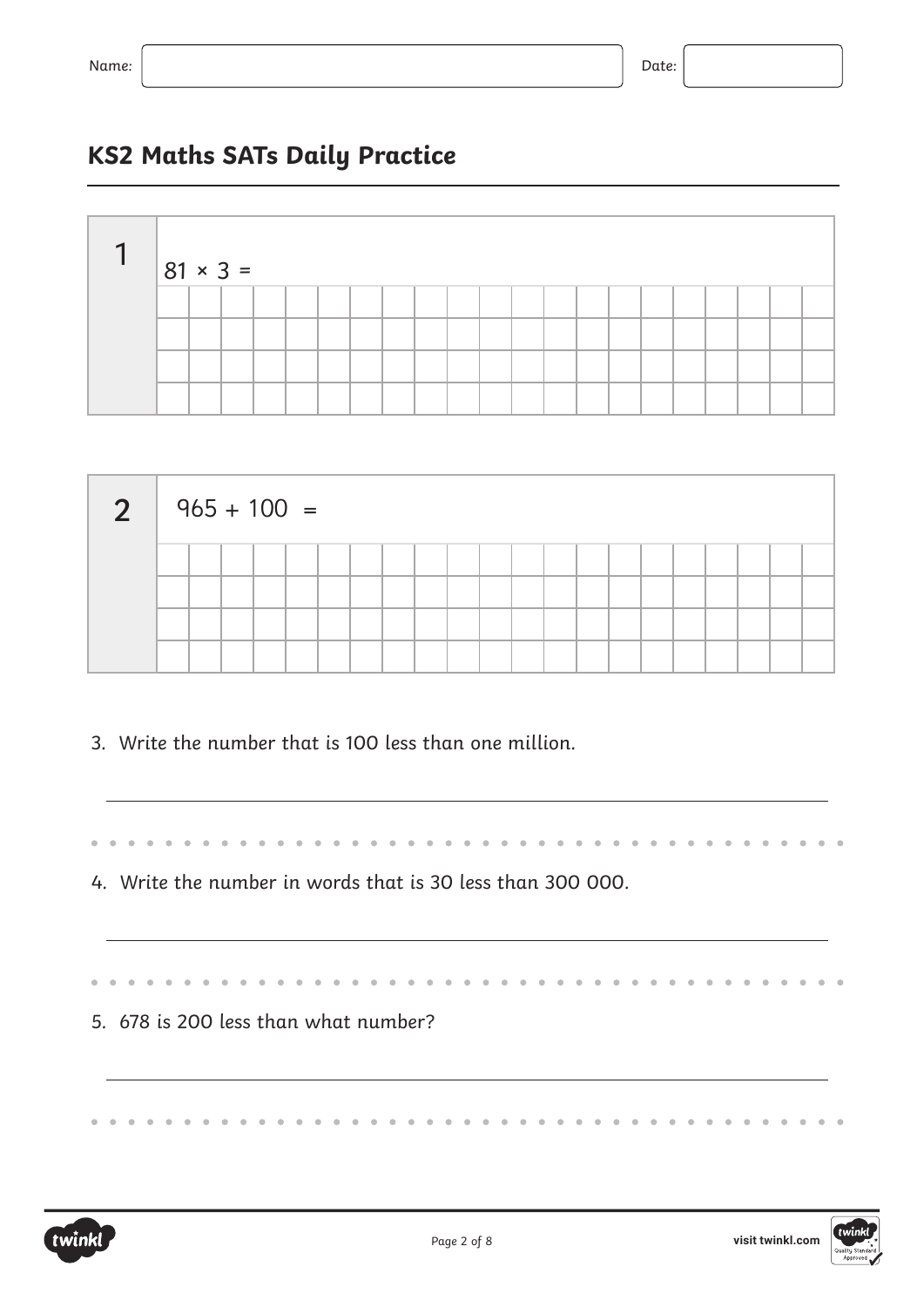Name: Date:

## KS2 Maths SATs Daily Practice

**1**

81 × 3 =

**2**

965 + 100 =

3. Write the number that is 100 less than one million.

4. Write the number in words that is 30 less than 300 000.

5. 678 is 200 less than what number?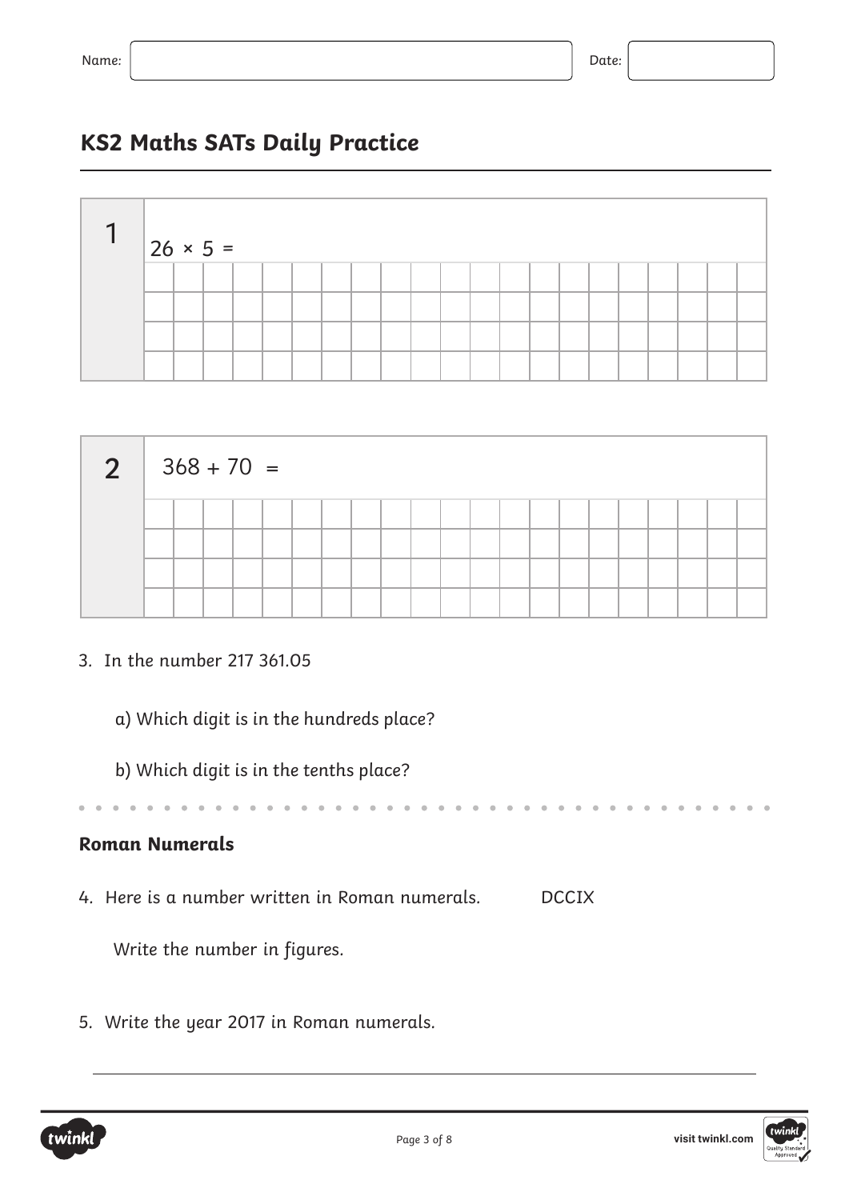Name: Date:

# KS2 Maths SATs Daily Practice

**1**

$26 \times 5 =$

**2**

$368 + 70 =$

3. In the number 217 361.05

    a) Which digit is in the hundreds place?

    b) Which digit is in the tenths place?

## Roman Numerals

4. Here is a number written in Roman numerals. DCCIX

    Write the number in figures.

5. Write the year 2017 in Roman numerals.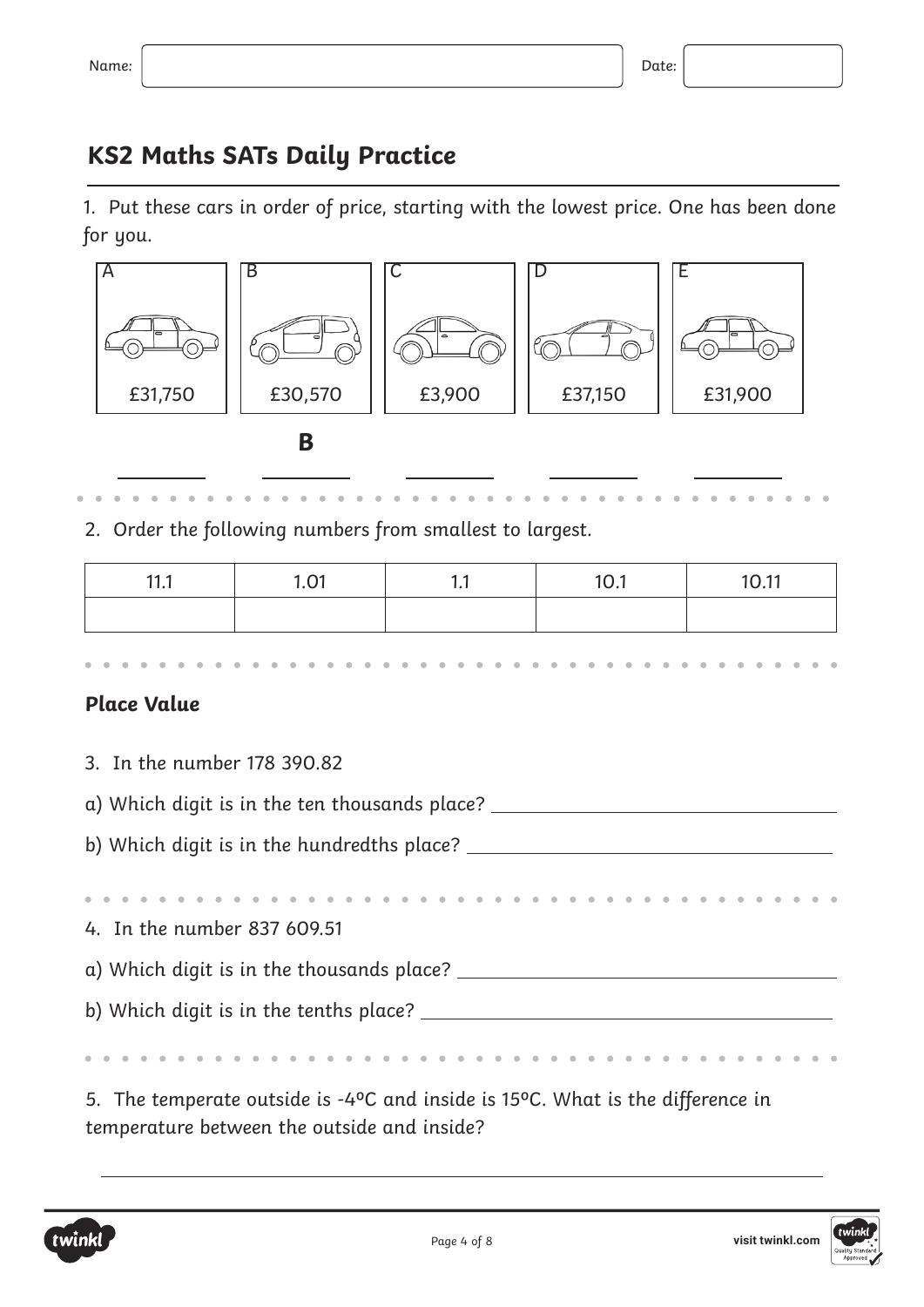Name: Date:

## KS2 Maths SATs Daily Practice

1. Put these cars in order of price, starting with the lowest price. One has been done for you.

| A | B | C | D | E |
|---|---|---|---|---|
| £31,750 | £30,570 | £3,900 | £37,150 | £31,900 |

| | B | | | |
|---|---|---|---|---|

2. Order the following numbers from smallest to largest.

| 11.1 | 1.01 | 1.1 | 10.1 | 10.11 |
|---|---|---|---|---|
| | | | | |

### Place Value

3. In the number 178 390.82

a) Which digit is in the ten thousands place? ____________

b) Which digit is in the hundredths place? ____________

4. In the number 837 609.51

a) Which digit is in the thousands place? ____________

b) Which digit is in the tenths place? ____________

5. The temperate outside is -4ºC and inside is 15ºC. What is the difference in temperature between the outside and inside?

____________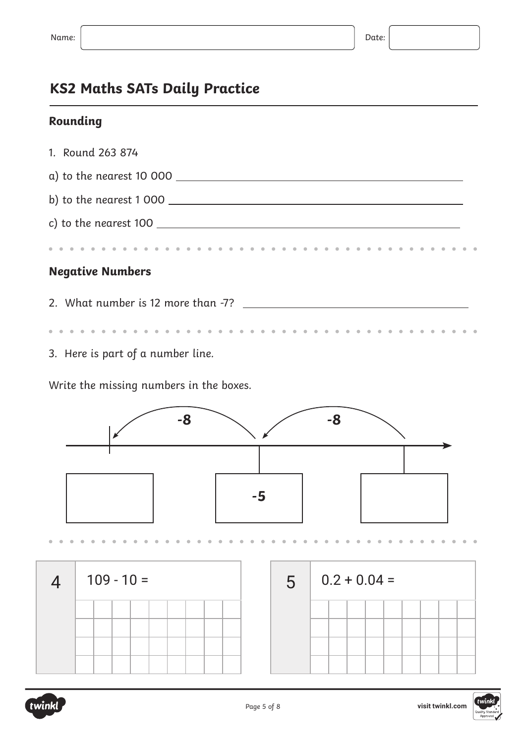Name: Date:

# KS2 Maths SATs Daily Practice

## Rounding

1. Round 263 874

a) to the nearest 10 000 \_\_\_\_\_\_\_\_\_\_

b) to the nearest 1 000 \_\_\_\_\_\_\_\_\_\_

c) to the nearest 100 \_\_\_\_\_\_\_\_\_\_

## Negative Numbers

2. What number is 12 more than -7? \_\_\_\_\_\_\_\_\_\_

3. Here is part of a number line.

Write the missing numbers in the boxes.

-8 -8

[ ] -5 [ ]

| 4 | 109 - 10 = |
|---|---|

| 5 | 0.2 + 0.04 = |
|---|---|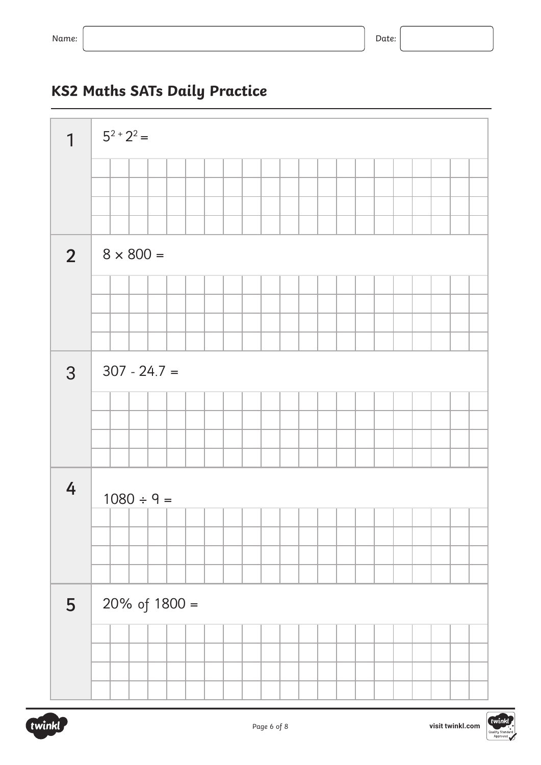Name: 

Date: 

## KS2 Maths SATs Daily Practice

1. $5^2 + 2^2 =$

2. $8 \times 800 =$

3. $307 - 24.7 =$

4. $1080 \div 9 =$

5. 20% of 1800 =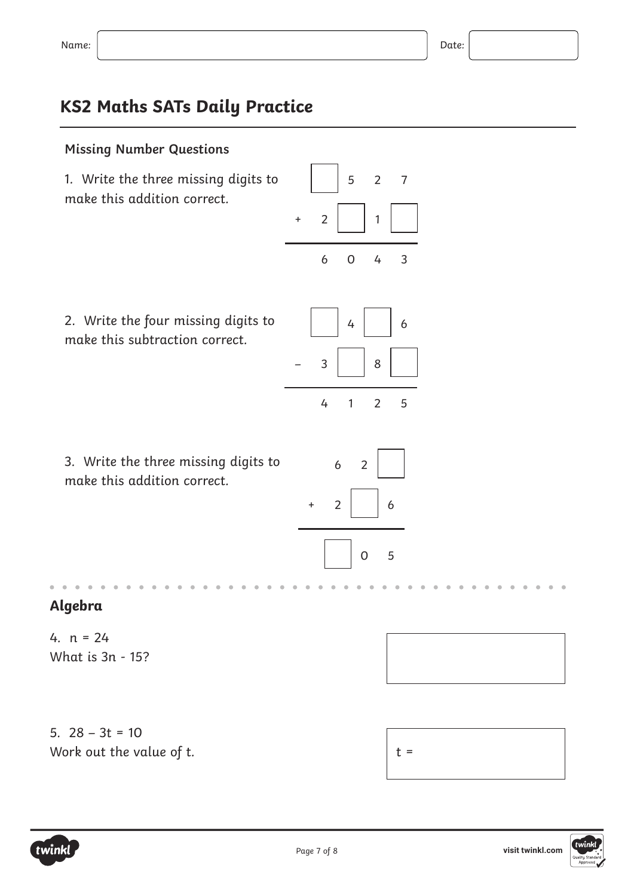Name: Date:

# KS2 Maths SATs Daily Practice

### Missing Number Questions

1. Write the three missing digits to make this addition correct.

|   | ☐ | 5 | 2 | 7 |
|---|---|---|---|---|
| + | 2 | ☐ | 1 | ☐ |
|   | 6 | 0 | 4 | 3 |

2. Write the four missing digits to make this subtraction correct.

|   | ☐ | 4 | ☐ | 6 |
|---|---|---|---|---|
| – | 3 | ☐ | 8 | ☐ |
|   | 4 | 1 | 2 | 5 |

3. Write the three missing digits to make this addition correct.

|   | 6 | 2 | ☐ |
|---|---|---|---|
| + | 2 | ☐ | 6 |
|   | ☐ | 0 | 5 |

## Algebra

4. $n = 24$
What is $3n - 15$?

5. $28 - 3t = 10$
Work out the value of $t$.

$t =$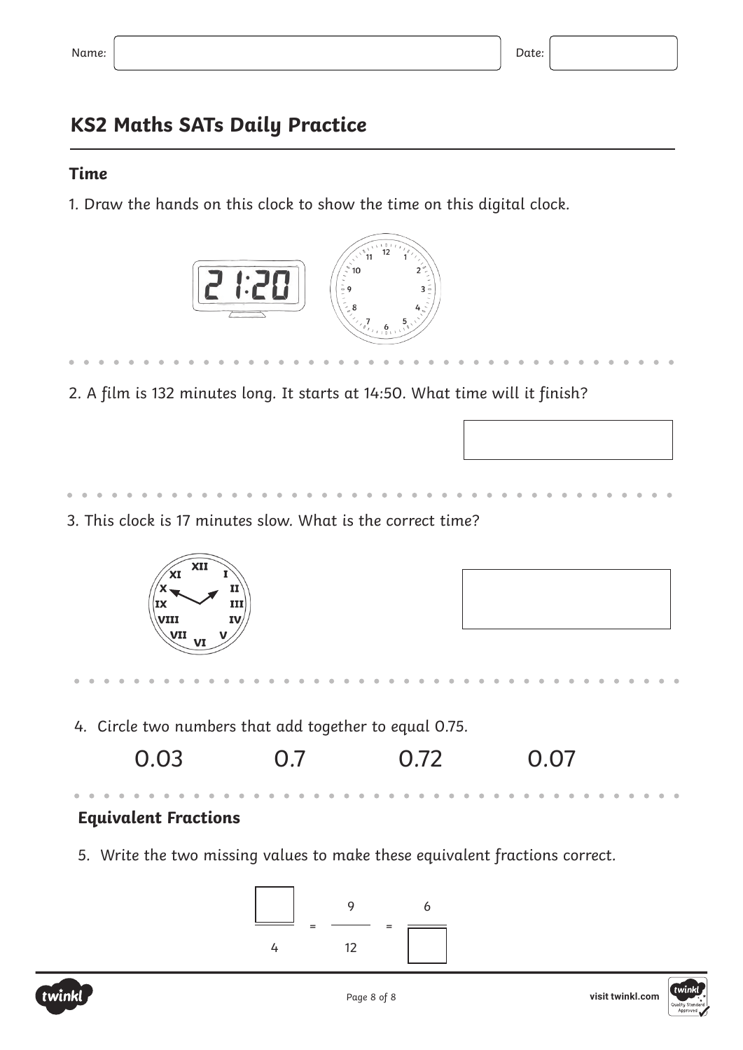Name: Date:

# KS2 Maths SATs Daily Practice

## Time

1. Draw the hands on this clock to show the time on this digital clock.

21:20

11 12 1 2 3 4 5 6 7 8 9 10

2. A film is 132 minutes long. It starts at 14:50. What time will it finish?

3. This clock is 17 minutes slow. What is the correct time?

XII I II III IV V VI VII VIII IX X XI

4. Circle two numbers that add together to equal 0.75.

0.03 0.7 0.72 0.07

## Equivalent Fractions

5. Write the two missing values to make these equivalent fractions correct.

$$\frac{\square}{4} = \frac{9}{12} = \frac{6}{\square}$$